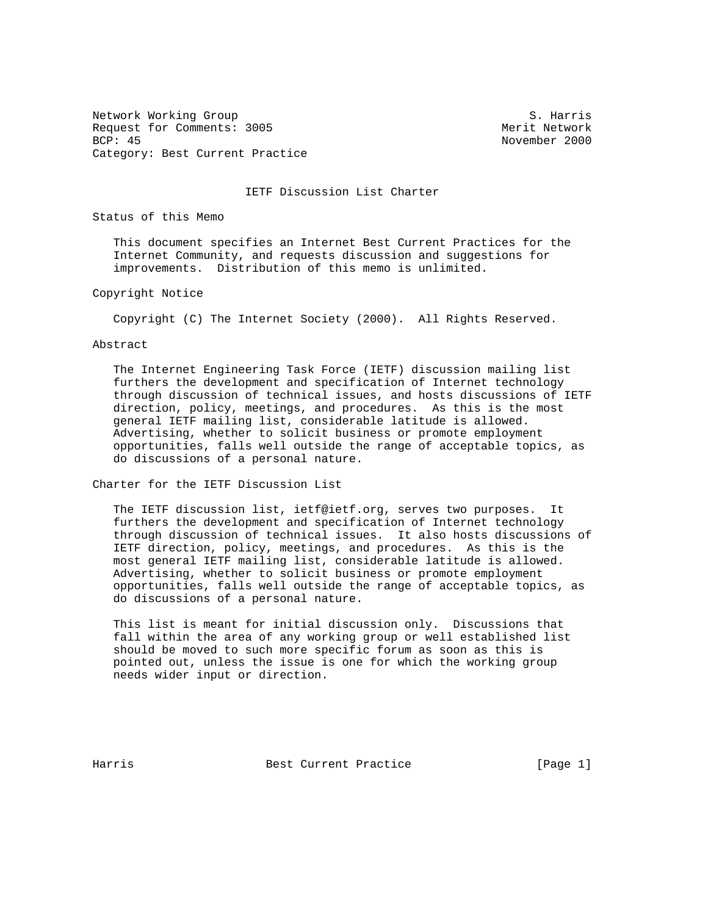Network Working Group S. Harris
Request for Comments: 3005 Merit Network
BCP: 45 November 2000
Category: Best Current Practice

# IETF Discussion List Charter

## Status of this Memo

This document specifies an Internet Best Current Practices for the Internet Community, and requests discussion and suggestions for improvements. Distribution of this memo is unlimited.

## Copyright Notice

Copyright (C) The Internet Society (2000). All Rights Reserved.

## Abstract

The Internet Engineering Task Force (IETF) discussion mailing list furthers the development and specification of Internet technology through discussion of technical issues, and hosts discussions of IETF direction, policy, meetings, and procedures. As this is the most general IETF mailing list, considerable latitude is allowed. Advertising, whether to solicit business or promote employment opportunities, falls well outside the range of acceptable topics, as do discussions of a personal nature.

## Charter for the IETF Discussion List

The IETF discussion list, ietf@ietf.org, serves two purposes. It furthers the development and specification of Internet technology through discussion of technical issues. It also hosts discussions of IETF direction, policy, meetings, and procedures. As this is the most general IETF mailing list, considerable latitude is allowed. Advertising, whether to solicit business or promote employment opportunities, falls well outside the range of acceptable topics, as do discussions of a personal nature.

This list is meant for initial discussion only. Discussions that fall within the area of any working group or well established list should be moved to such more specific forum as soon as this is pointed out, unless the issue is one for which the working group needs wider input or direction.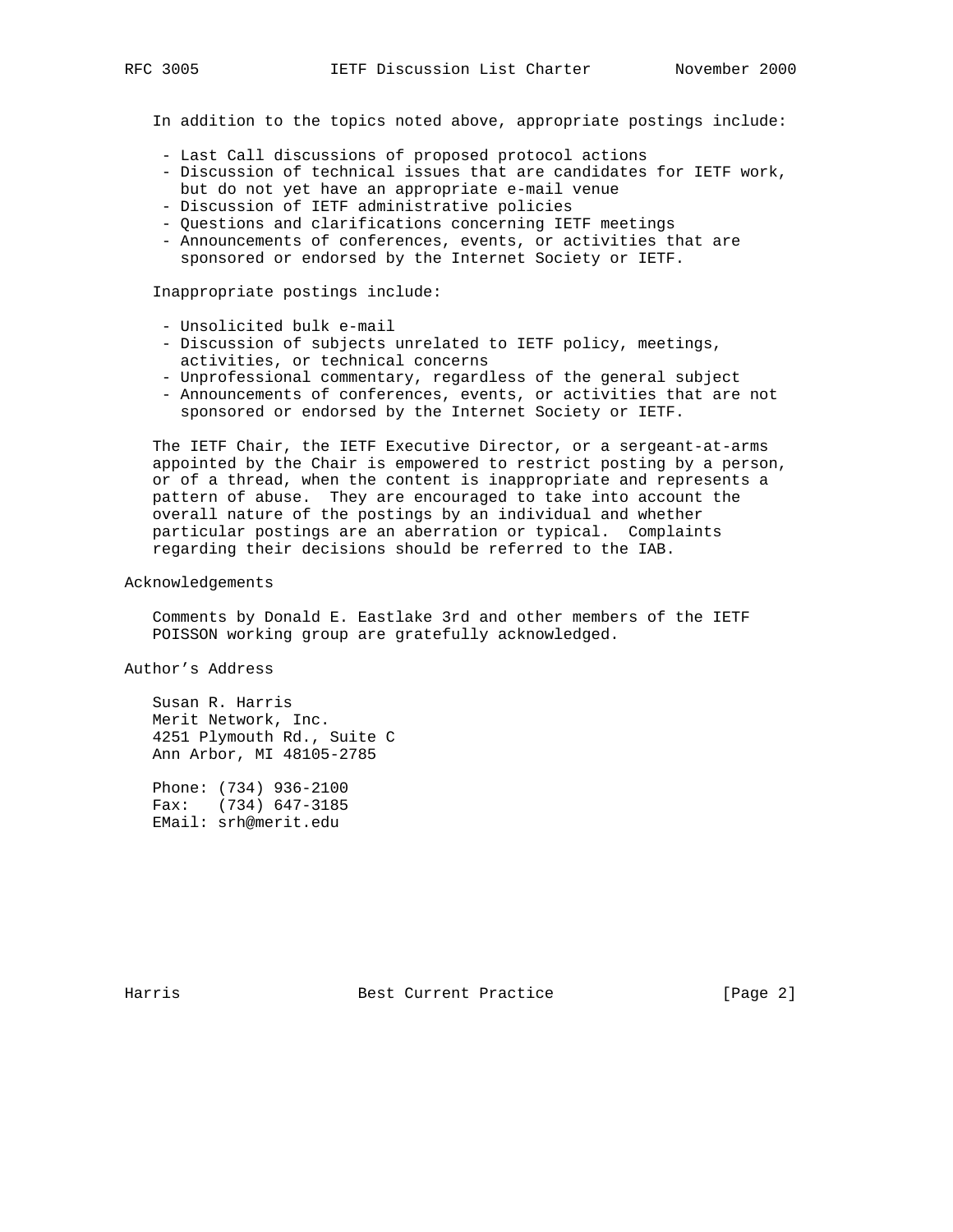In addition to the topics noted above, appropriate postings include:

- Last Call discussions of proposed protocol actions
- Discussion of technical issues that are candidates for IETF work, but do not yet have an appropriate e-mail venue
- Discussion of IETF administrative policies
- Questions and clarifications concerning IETF meetings
- Announcements of conferences, events, or activities that are sponsored or endorsed by the Internet Society or IETF.

Inappropriate postings include:

- Unsolicited bulk e-mail
- Discussion of subjects unrelated to IETF policy, meetings, activities, or technical concerns
- Unprofessional commentary, regardless of the general subject
- Announcements of conferences, events, or activities that are not sponsored or endorsed by the Internet Society or IETF.

The IETF Chair, the IETF Executive Director, or a sergeant-at-arms appointed by the Chair is empowered to restrict posting by a person, or of a thread, when the content is inappropriate and represents a pattern of abuse. They are encouraged to take into account the overall nature of the postings by an individual and whether particular postings are an aberration or typical. Complaints regarding their decisions should be referred to the IAB.

## Acknowledgements

Comments by Donald E. Eastlake 3rd and other members of the IETF POISSON working group are gratefully acknowledged.

## Author's Address

Susan R. Harris
Merit Network, Inc.
4251 Plymouth Rd., Suite C
Ann Arbor, MI 48105-2785

Phone: (734) 936-2100
Fax: (734) 647-3185
EMail: srh@merit.edu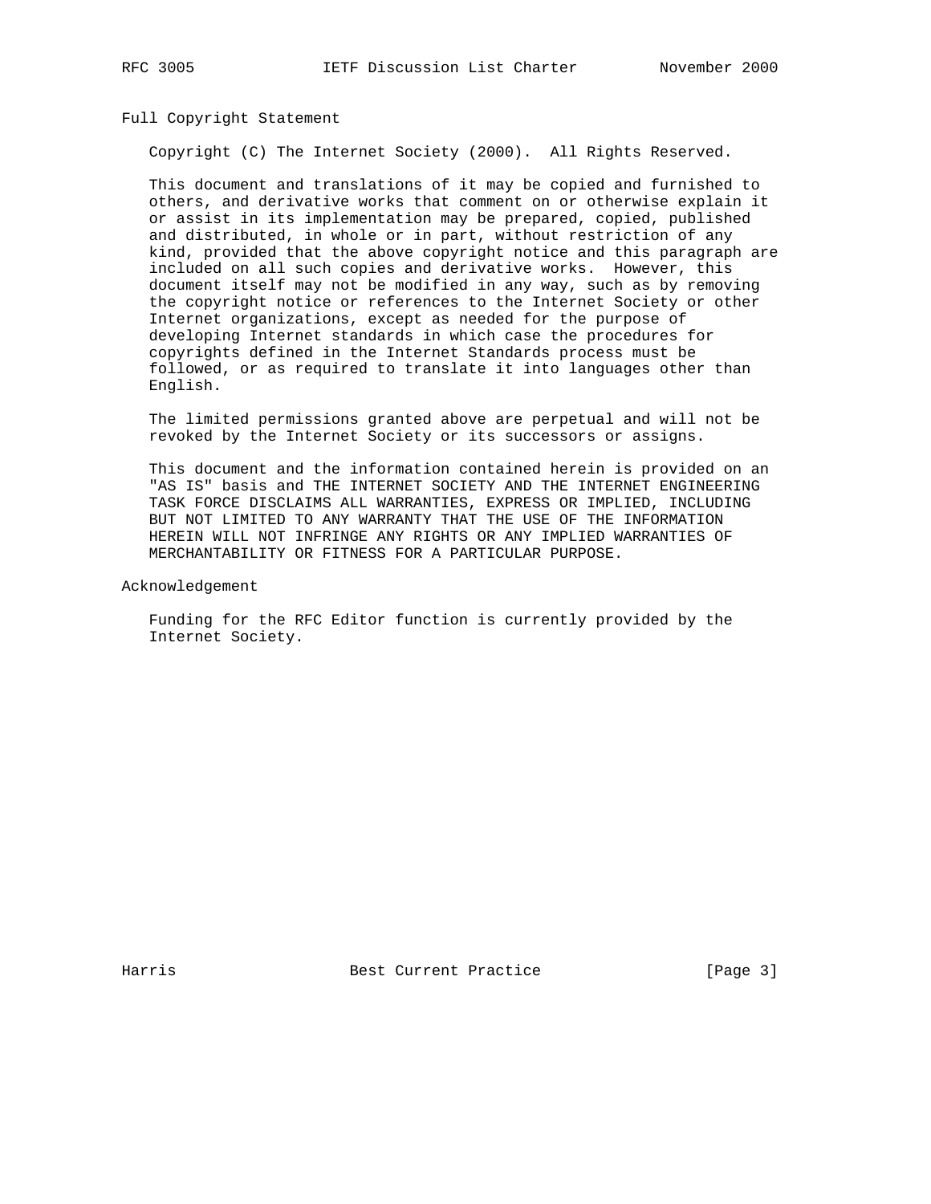## Full Copyright Statement

Copyright (C) The Internet Society (2000). All Rights Reserved.

This document and translations of it may be copied and furnished to others, and derivative works that comment on or otherwise explain it or assist in its implementation may be prepared, copied, published and distributed, in whole or in part, without restriction of any kind, provided that the above copyright notice and this paragraph are included on all such copies and derivative works. However, this document itself may not be modified in any way, such as by removing the copyright notice or references to the Internet Society or other Internet organizations, except as needed for the purpose of developing Internet standards in which case the procedures for copyrights defined in the Internet Standards process must be followed, or as required to translate it into languages other than English.

The limited permissions granted above are perpetual and will not be revoked by the Internet Society or its successors or assigns.

This document and the information contained herein is provided on an "AS IS" basis and THE INTERNET SOCIETY AND THE INTERNET ENGINEERING TASK FORCE DISCLAIMS ALL WARRANTIES, EXPRESS OR IMPLIED, INCLUDING BUT NOT LIMITED TO ANY WARRANTY THAT THE USE OF THE INFORMATION HEREIN WILL NOT INFRINGE ANY RIGHTS OR ANY IMPLIED WARRANTIES OF MERCHANTABILITY OR FITNESS FOR A PARTICULAR PURPOSE.

## Acknowledgement

Funding for the RFC Editor function is currently provided by the Internet Society.